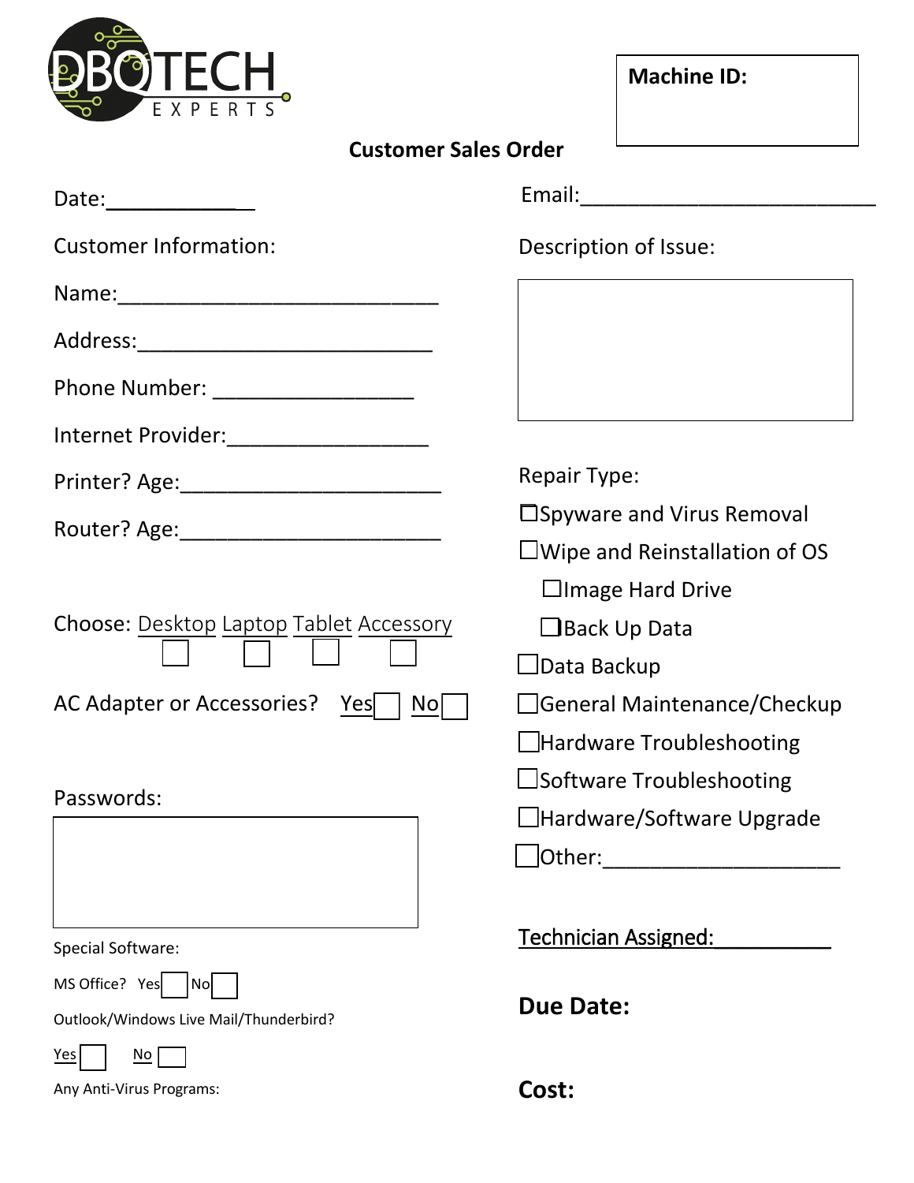DBQTECH EXPERTS

**Machine ID:**

## Customer Sales Order

Date:_______________

Customer Information:

Name:_____________________________

Address:___________________________

Phone Number: __________________

Internet Provider:__________________

Printer? Age:_______________________

Router? Age:_______________________

Choose: Desktop ☐ Laptop ☐ Tablet ☐ Accessory ☐

AC Adapter or Accessories? Yes ☐ No ☐

Passwords:

Special Software:

MS Office? Yes ☐ No ☐

Outlook/Windows Live Mail/Thunderbird?

Yes ☐ No ☐

Any Anti-Virus Programs:

Email:___________________________

Description of Issue:

Repair Type:

- ☐ Spyware and Virus Removal
- ☐ Wipe and Reinstallation of OS
  - ☐ Image Hard Drive
  - ☐ Back Up Data
- ☐ Data Backup
- ☐ General Maintenance/Checkup
- ☐ Hardware Troubleshooting
- ☐ Software Troubleshooting
- ☐ Hardware/Software Upgrade
- ☐ Other:____________________

Technician Assigned:___________

**Due Date:**

**Cost:**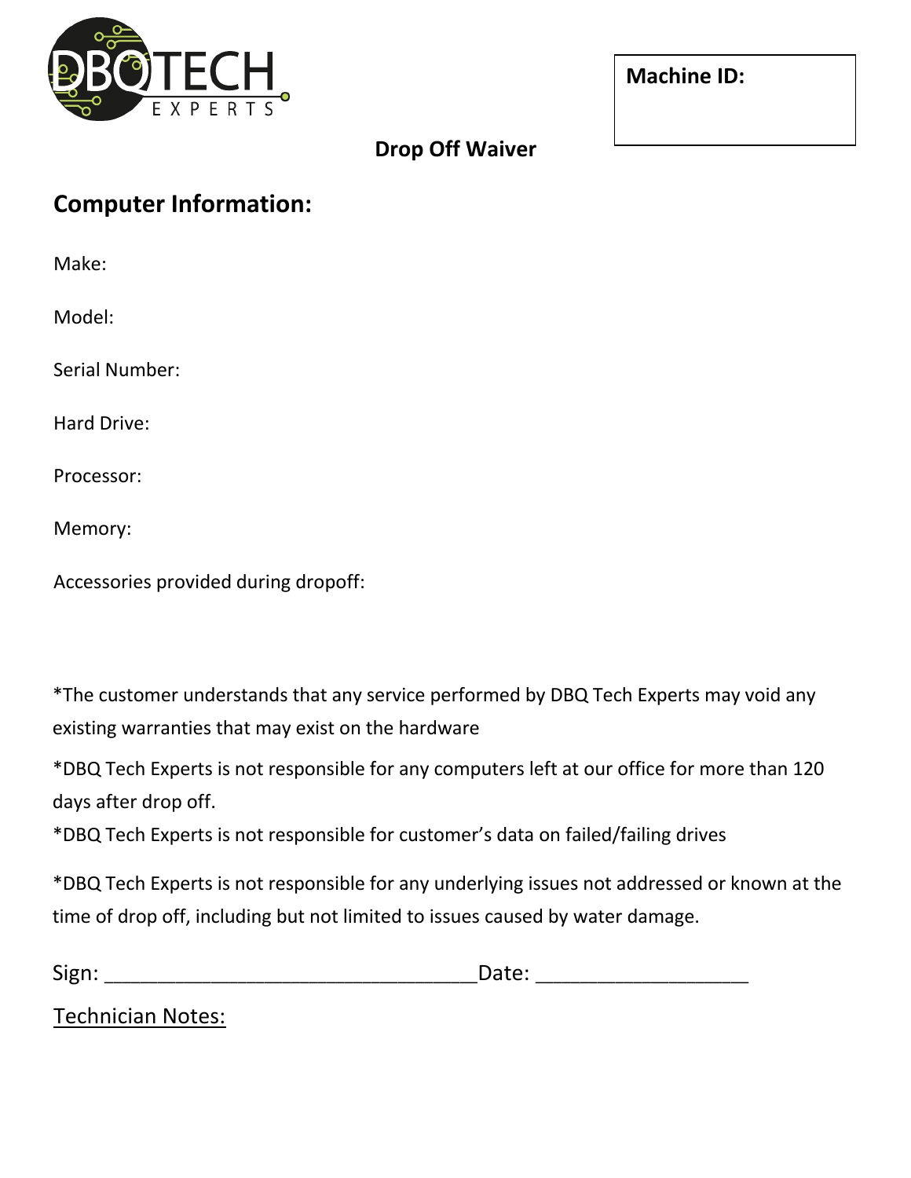DBQTECH EXPERTS

**Machine ID:**

**Drop Off Waiver**

## Computer Information:

Make:

Model:

Serial Number:

Hard Drive:

Processor:

Memory:

Accessories provided during dropoff:

*The customer understands that any service performed by DBQ Tech Experts may void any existing warranties that may exist on the hardware

*DBQ Tech Experts is not responsible for any computers left at our office for more than 120 days after drop off.

*DBQ Tech Experts is not responsible for customer's data on failed/failing drives

*DBQ Tech Experts is not responsible for any underlying issues not addressed or known at the time of drop off, including but not limited to issues caused by water damage.

Sign: ________________________________Date: __________________

Technician Notes: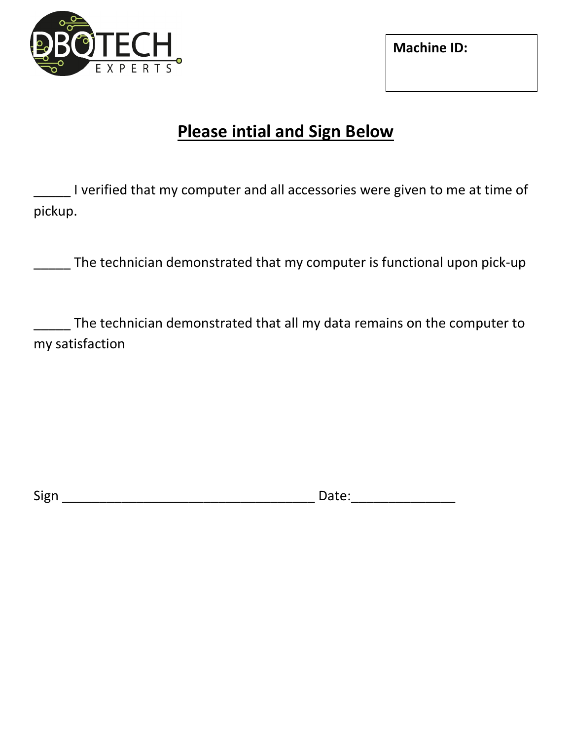DBQTECH EXPERTS

**Machine ID:**

## **Please intial and Sign Below**

_____ I verified that my computer and all accessories were given to me at time of pickup.

_____ The technician demonstrated that my computer is functional upon pick-up

_____ The technician demonstrated that all my data remains on the computer to my satisfaction

Sign ___________________________________ Date:______________